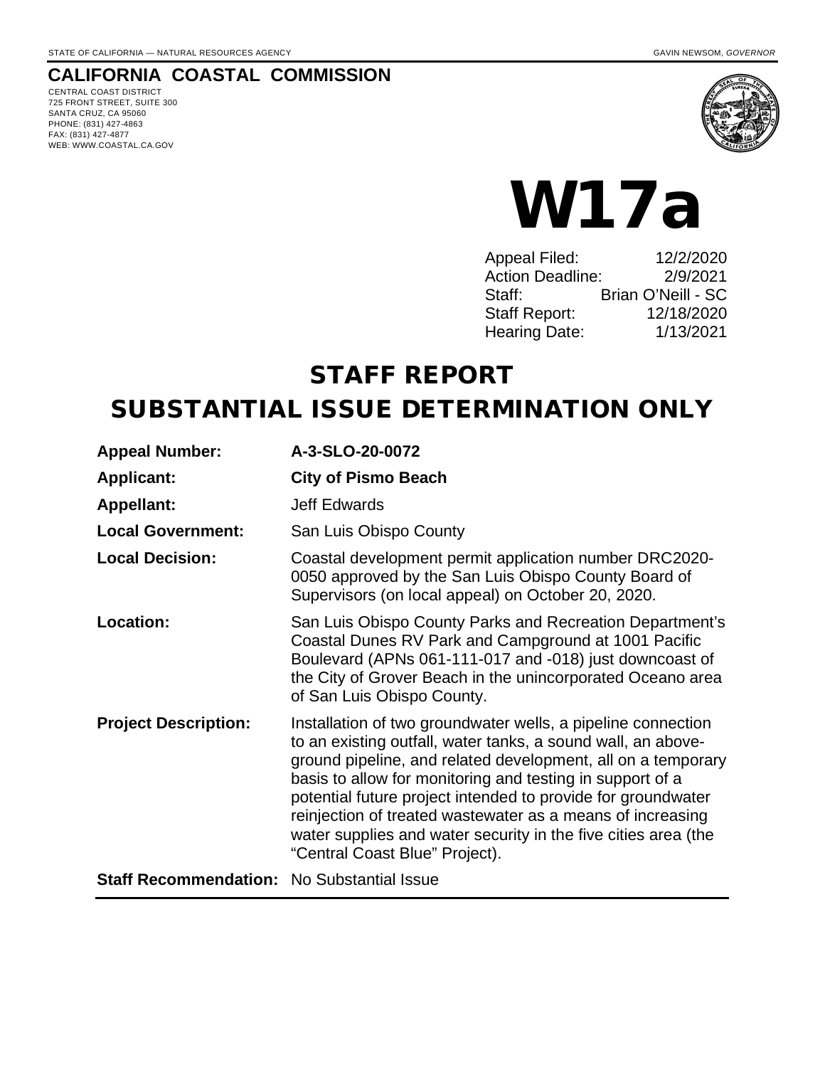STATE OF CALIFORNIA — NATURAL RESOURCES AGENCY GAVIN NEWSOM, *GOVERNOR*

# CALIFORNIA COASTAL COMMISSION

CENTRAL COAST DISTRICT
725 FRONT STREET, SUITE 300
SANTA CRUZ, CA 95060
PHONE: (831) 427-4863
FAX: (831) 427-4877
WEB: WWW.COASTAL.CA.GOV

# W17a

| | |
|---|---|
| Appeal Filed: | 12/2/2020 |
| Action Deadline: | 2/9/2021 |
| Staff: | Brian O'Neill - SC |
| Staff Report: | 12/18/2020 |
| Hearing Date: | 1/13/2021 |

# STAFF REPORT
# SUBSTANTIAL ISSUE DETERMINATION ONLY

| | |
|---|---|
| **Appeal Number:** | **A-3-SLO-20-0072** |
| **Applicant:** | **City of Pismo Beach** |
| **Appellant:** | Jeff Edwards |
| **Local Government:** | San Luis Obispo County |
| **Local Decision:** | Coastal development permit application number DRC2020-0050 approved by the San Luis Obispo County Board of Supervisors (on local appeal) on October 20, 2020. |
| **Location:** | San Luis Obispo County Parks and Recreation Department's Coastal Dunes RV Park and Campground at 1001 Pacific Boulevard (APNs 061-111-017 and -018) just downcoast of the City of Grover Beach in the unincorporated Oceano area of San Luis Obispo County. |
| **Project Description:** | Installation of two groundwater wells, a pipeline connection to an existing outfall, water tanks, a sound wall, an above-ground pipeline, and related development, all on a temporary basis to allow for monitoring and testing in support of a potential future project intended to provide for groundwater reinjection of treated wastewater as a means of increasing water supplies and water security in the five cities area (the "Central Coast Blue" Project). |
| **Staff Recommendation:** | No Substantial Issue |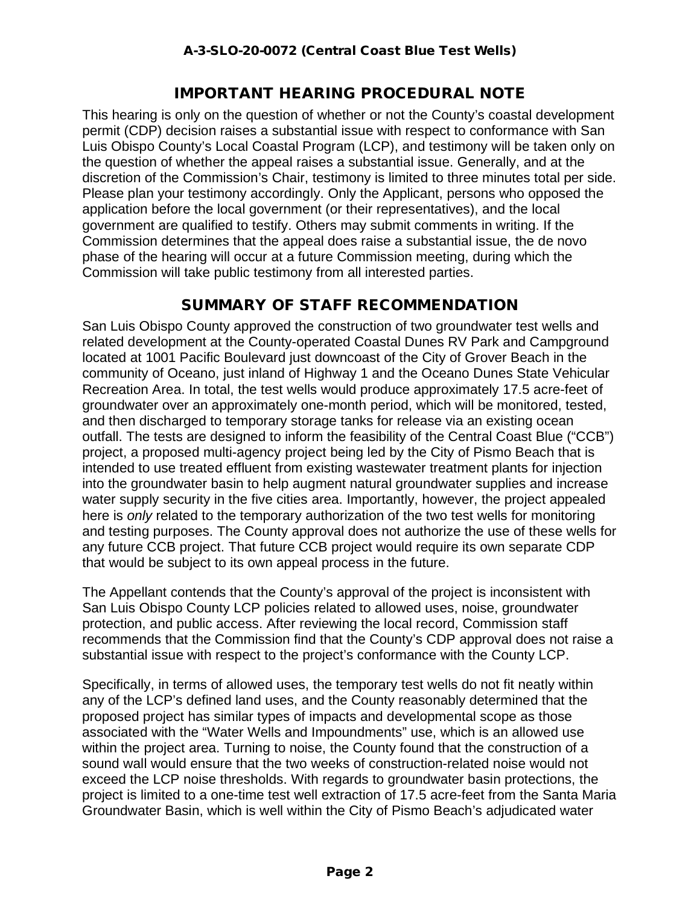## IMPORTANT HEARING PROCEDURAL NOTE

This hearing is only on the question of whether or not the County's coastal development permit (CDP) decision raises a substantial issue with respect to conformance with San Luis Obispo County's Local Coastal Program (LCP), and testimony will be taken only on the question of whether the appeal raises a substantial issue. Generally, and at the discretion of the Commission's Chair, testimony is limited to three minutes total per side. Please plan your testimony accordingly. Only the Applicant, persons who opposed the application before the local government (or their representatives), and the local government are qualified to testify. Others may submit comments in writing. If the Commission determines that the appeal does raise a substantial issue, the de novo phase of the hearing will occur at a future Commission meeting, during which the Commission will take public testimony from all interested parties.

## SUMMARY OF STAFF RECOMMENDATION

San Luis Obispo County approved the construction of two groundwater test wells and related development at the County-operated Coastal Dunes RV Park and Campground located at 1001 Pacific Boulevard just downcoast of the City of Grover Beach in the community of Oceano, just inland of Highway 1 and the Oceano Dunes State Vehicular Recreation Area. In total, the test wells would produce approximately 17.5 acre-feet of groundwater over an approximately one-month period, which will be monitored, tested, and then discharged to temporary storage tanks for release via an existing ocean outfall. The tests are designed to inform the feasibility of the Central Coast Blue ("CCB") project, a proposed multi-agency project being led by the City of Pismo Beach that is intended to use treated effluent from existing wastewater treatment plants for injection into the groundwater basin to help augment natural groundwater supplies and increase water supply security in the five cities area. Importantly, however, the project appealed here is *only* related to the temporary authorization of the two test wells for monitoring and testing purposes. The County approval does not authorize the use of these wells for any future CCB project. That future CCB project would require its own separate CDP that would be subject to its own appeal process in the future.

The Appellant contends that the County's approval of the project is inconsistent with San Luis Obispo County LCP policies related to allowed uses, noise, groundwater protection, and public access. After reviewing the local record, Commission staff recommends that the Commission find that the County's CDP approval does not raise a substantial issue with respect to the project's conformance with the County LCP.

Specifically, in terms of allowed uses, the temporary test wells do not fit neatly within any of the LCP's defined land uses, and the County reasonably determined that the proposed project has similar types of impacts and developmental scope as those associated with the "Water Wells and Impoundments" use, which is an allowed use within the project area. Turning to noise, the County found that the construction of a sound wall would ensure that the two weeks of construction-related noise would not exceed the LCP noise thresholds. With regards to groundwater basin protections, the project is limited to a one-time test well extraction of 17.5 acre-feet from the Santa Maria Groundwater Basin, which is well within the City of Pismo Beach's adjudicated water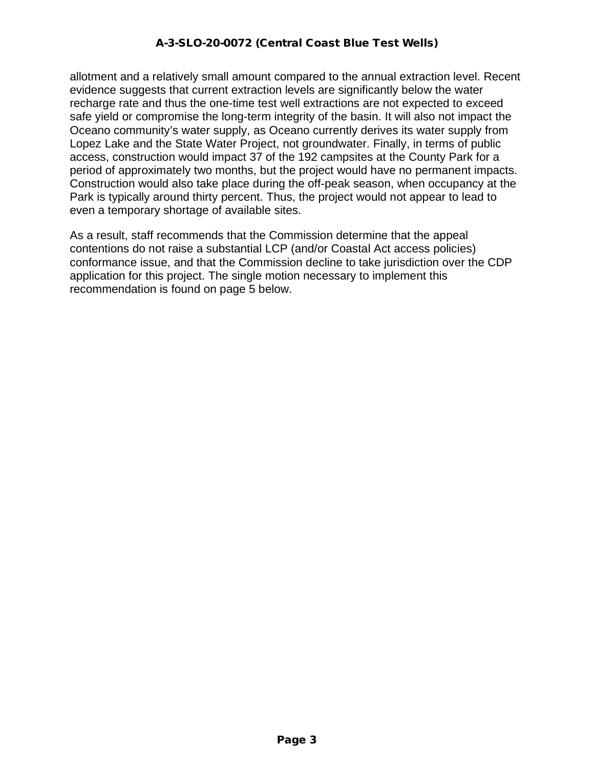allotment and a relatively small amount compared to the annual extraction level. Recent evidence suggests that current extraction levels are significantly below the water recharge rate and thus the one-time test well extractions are not expected to exceed safe yield or compromise the long-term integrity of the basin. It will also not impact the Oceano community's water supply, as Oceano currently derives its water supply from Lopez Lake and the State Water Project, not groundwater. Finally, in terms of public access, construction would impact 37 of the 192 campsites at the County Park for a period of approximately two months, but the project would have no permanent impacts. Construction would also take place during the off-peak season, when occupancy at the Park is typically around thirty percent. Thus, the project would not appear to lead to even a temporary shortage of available sites.

As a result, staff recommends that the Commission determine that the appeal contentions do not raise a substantial LCP (and/or Coastal Act access policies) conformance issue, and that the Commission decline to take jurisdiction over the CDP application for this project. The single motion necessary to implement this recommendation is found on page 5 below.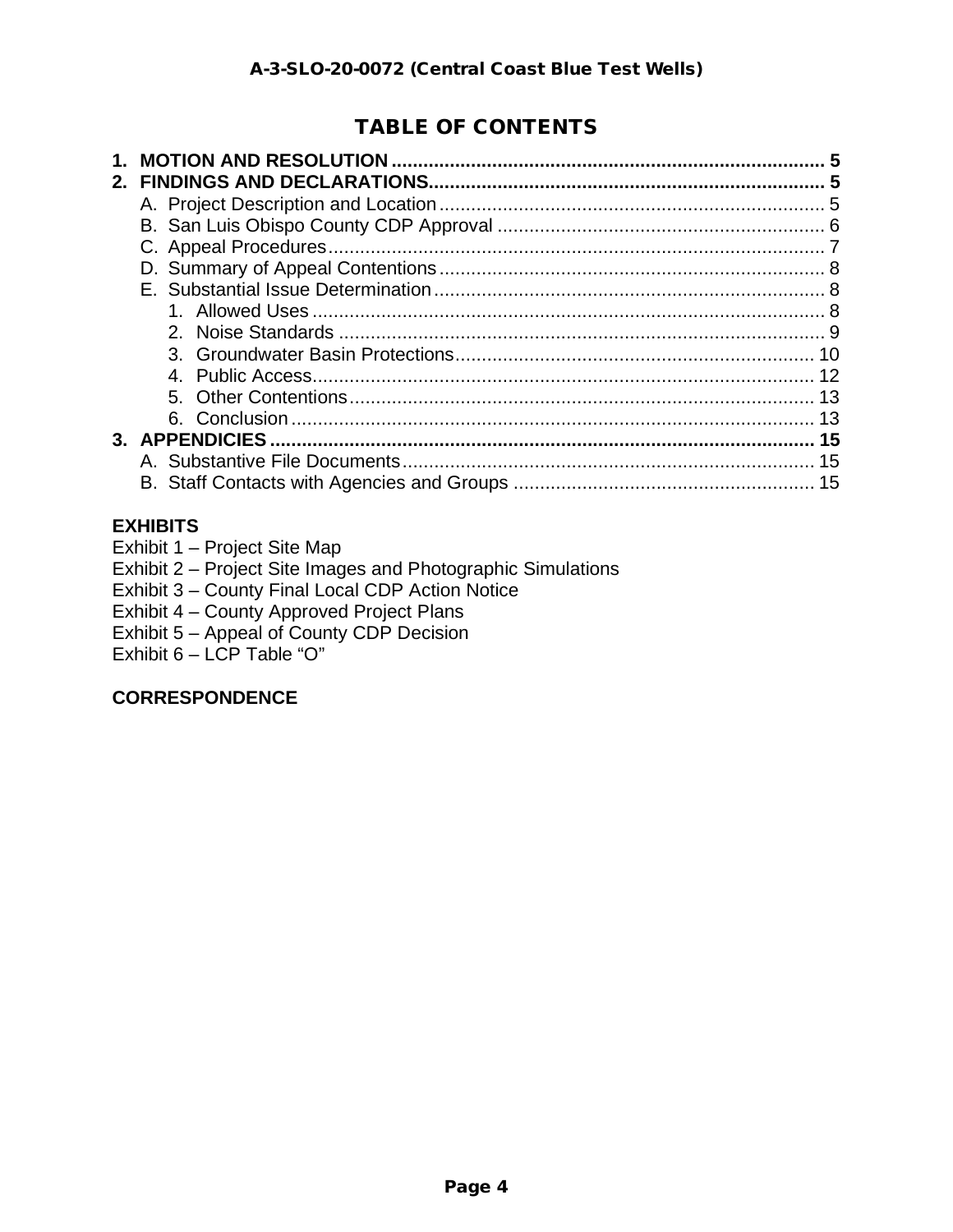# TABLE OF CONTENTS

**1. MOTION AND RESOLUTION** ..... 5

**2. FINDINGS AND DECLARATIONS** ..... 5

- A. Project Description and Location ..... 5
- B. San Luis Obispo County CDP Approval ..... 6
- C. Appeal Procedures ..... 7
- D. Summary of Appeal Contentions ..... 8
- E. Substantial Issue Determination ..... 8
  1. Allowed Uses ..... 8
  2. Noise Standards ..... 9
  3. Groundwater Basin Protections ..... 10
  4. Public Access ..... 12
  5. Other Contentions ..... 13
  6. Conclusion ..... 13

**3. APPENDICIES** ..... 15

- A. Substantive File Documents ..... 15
- B. Staff Contacts with Agencies and Groups ..... 15

**EXHIBITS**

Exhibit 1 – Project Site Map
Exhibit 2 – Project Site Images and Photographic Simulations
Exhibit 3 – County Final Local CDP Action Notice
Exhibit 4 – County Approved Project Plans
Exhibit 5 – Appeal of County CDP Decision
Exhibit 6 – LCP Table "O"

**CORRESPONDENCE**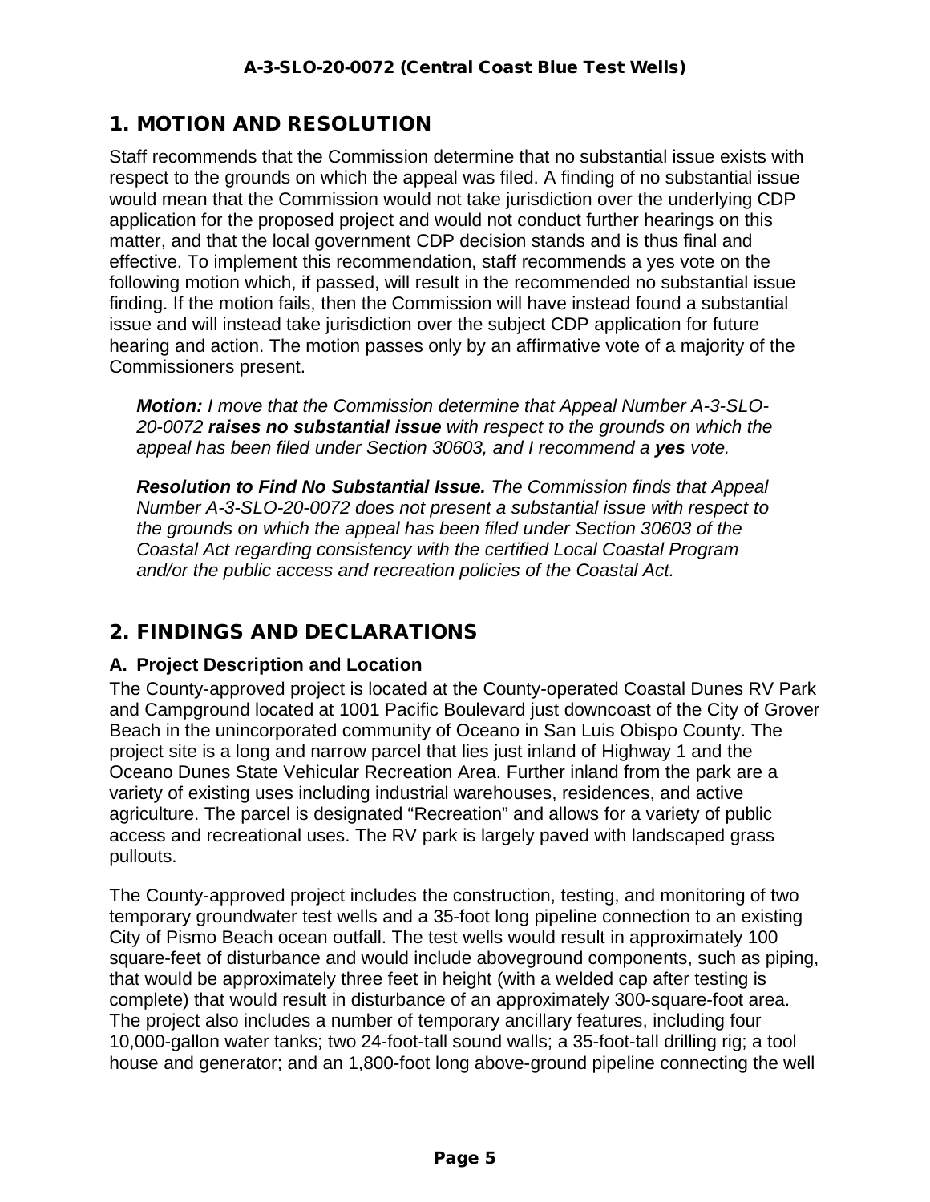## 1. MOTION AND RESOLUTION

Staff recommends that the Commission determine that no substantial issue exists with respect to the grounds on which the appeal was filed. A finding of no substantial issue would mean that the Commission would not take jurisdiction over the underlying CDP application for the proposed project and would not conduct further hearings on this matter, and that the local government CDP decision stands and is thus final and effective. To implement this recommendation, staff recommends a yes vote on the following motion which, if passed, will result in the recommended no substantial issue finding. If the motion fails, then the Commission will have instead found a substantial issue and will instead take jurisdiction over the subject CDP application for future hearing and action. The motion passes only by an affirmative vote of a majority of the Commissioners present.

> ***Motion:*** *I move that the Commission determine that Appeal Number A-3-SLO-20-0072* ***raises no substantial issue*** *with respect to the grounds on which the appeal has been filed under Section 30603, and I recommend a* ***yes*** *vote.*
>
> ***Resolution to Find No Substantial Issue.*** *The Commission finds that Appeal Number A-3-SLO-20-0072 does not present a substantial issue with respect to the grounds on which the appeal has been filed under Section 30603 of the Coastal Act regarding consistency with the certified Local Coastal Program and/or the public access and recreation policies of the Coastal Act.*

## 2. FINDINGS AND DECLARATIONS

### A. Project Description and Location

The County-approved project is located at the County-operated Coastal Dunes RV Park and Campground located at 1001 Pacific Boulevard just downcoast of the City of Grover Beach in the unincorporated community of Oceano in San Luis Obispo County. The project site is a long and narrow parcel that lies just inland of Highway 1 and the Oceano Dunes State Vehicular Recreation Area. Further inland from the park are a variety of existing uses including industrial warehouses, residences, and active agriculture. The parcel is designated "Recreation" and allows for a variety of public access and recreational uses. The RV park is largely paved with landscaped grass pullouts.

The County-approved project includes the construction, testing, and monitoring of two temporary groundwater test wells and a 35-foot long pipeline connection to an existing City of Pismo Beach ocean outfall. The test wells would result in approximately 100 square-feet of disturbance and would include aboveground components, such as piping, that would be approximately three feet in height (with a welded cap after testing is complete) that would result in disturbance of an approximately 300-square-foot area. The project also includes a number of temporary ancillary features, including four 10,000-gallon water tanks; two 24-foot-tall sound walls; a 35-foot-tall drilling rig; a tool house and generator; and an 1,800-foot long above-ground pipeline connecting the well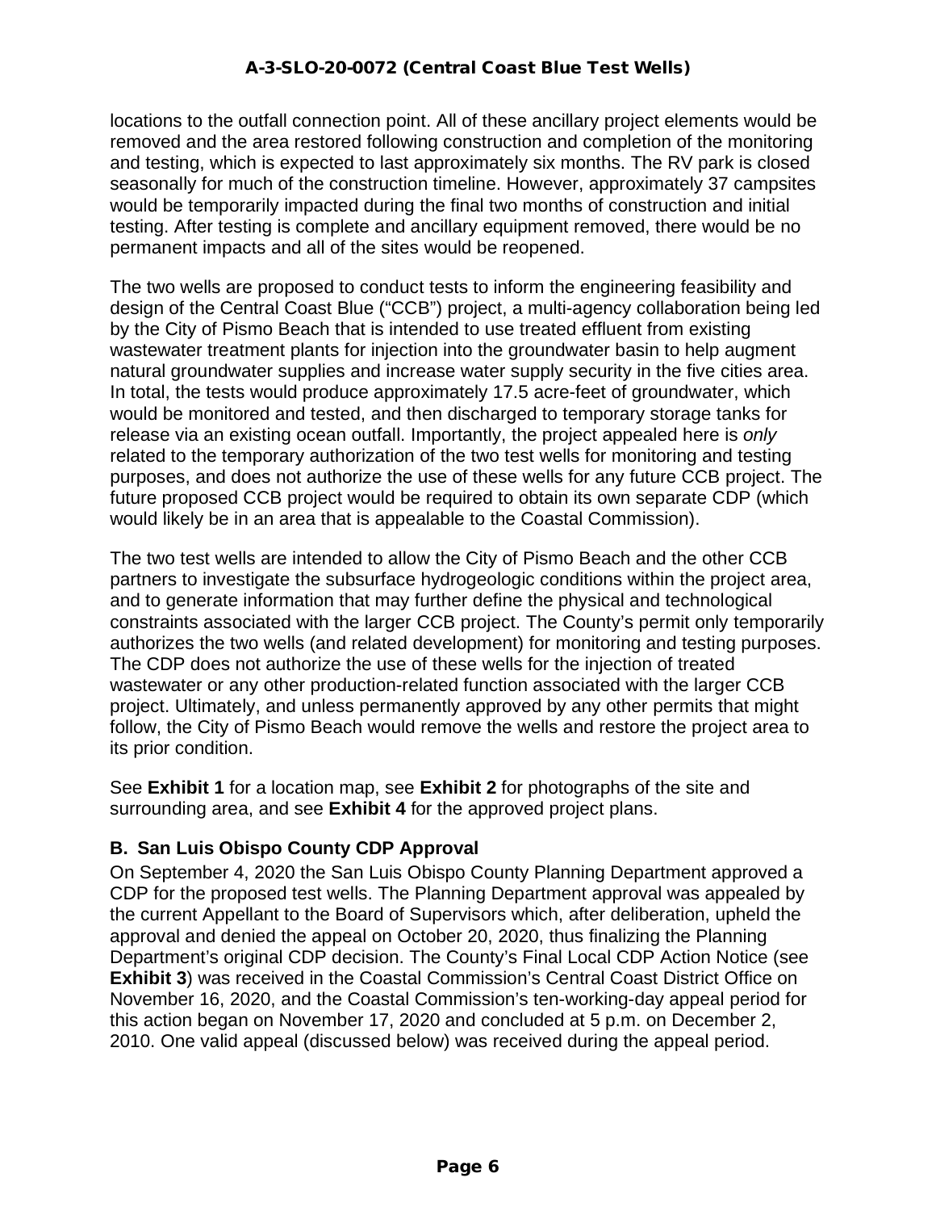locations to the outfall connection point. All of these ancillary project elements would be removed and the area restored following construction and completion of the monitoring and testing, which is expected to last approximately six months. The RV park is closed seasonally for much of the construction timeline. However, approximately 37 campsites would be temporarily impacted during the final two months of construction and initial testing. After testing is complete and ancillary equipment removed, there would be no permanent impacts and all of the sites would be reopened.

The two wells are proposed to conduct tests to inform the engineering feasibility and design of the Central Coast Blue ("CCB") project, a multi-agency collaboration being led by the City of Pismo Beach that is intended to use treated effluent from existing wastewater treatment plants for injection into the groundwater basin to help augment natural groundwater supplies and increase water supply security in the five cities area. In total, the tests would produce approximately 17.5 acre-feet of groundwater, which would be monitored and tested, and then discharged to temporary storage tanks for release via an existing ocean outfall. Importantly, the project appealed here is *only* related to the temporary authorization of the two test wells for monitoring and testing purposes, and does not authorize the use of these wells for any future CCB project. The future proposed CCB project would be required to obtain its own separate CDP (which would likely be in an area that is appealable to the Coastal Commission).

The two test wells are intended to allow the City of Pismo Beach and the other CCB partners to investigate the subsurface hydrogeologic conditions within the project area, and to generate information that may further define the physical and technological constraints associated with the larger CCB project. The County's permit only temporarily authorizes the two wells (and related development) for monitoring and testing purposes. The CDP does not authorize the use of these wells for the injection of treated wastewater or any other production-related function associated with the larger CCB project. Ultimately, and unless permanently approved by any other permits that might follow, the City of Pismo Beach would remove the wells and restore the project area to its prior condition.

See **Exhibit 1** for a location map, see **Exhibit 2** for photographs of the site and surrounding area, and see **Exhibit 4** for the approved project plans.

### B. San Luis Obispo County CDP Approval

On September 4, 2020 the San Luis Obispo County Planning Department approved a CDP for the proposed test wells. The Planning Department approval was appealed by the current Appellant to the Board of Supervisors which, after deliberation, upheld the approval and denied the appeal on October 20, 2020, thus finalizing the Planning Department's original CDP decision. The County's Final Local CDP Action Notice (see **Exhibit 3**) was received in the Coastal Commission's Central Coast District Office on November 16, 2020, and the Coastal Commission's ten-working-day appeal period for this action began on November 17, 2020 and concluded at 5 p.m. on December 2, 2010. One valid appeal (discussed below) was received during the appeal period.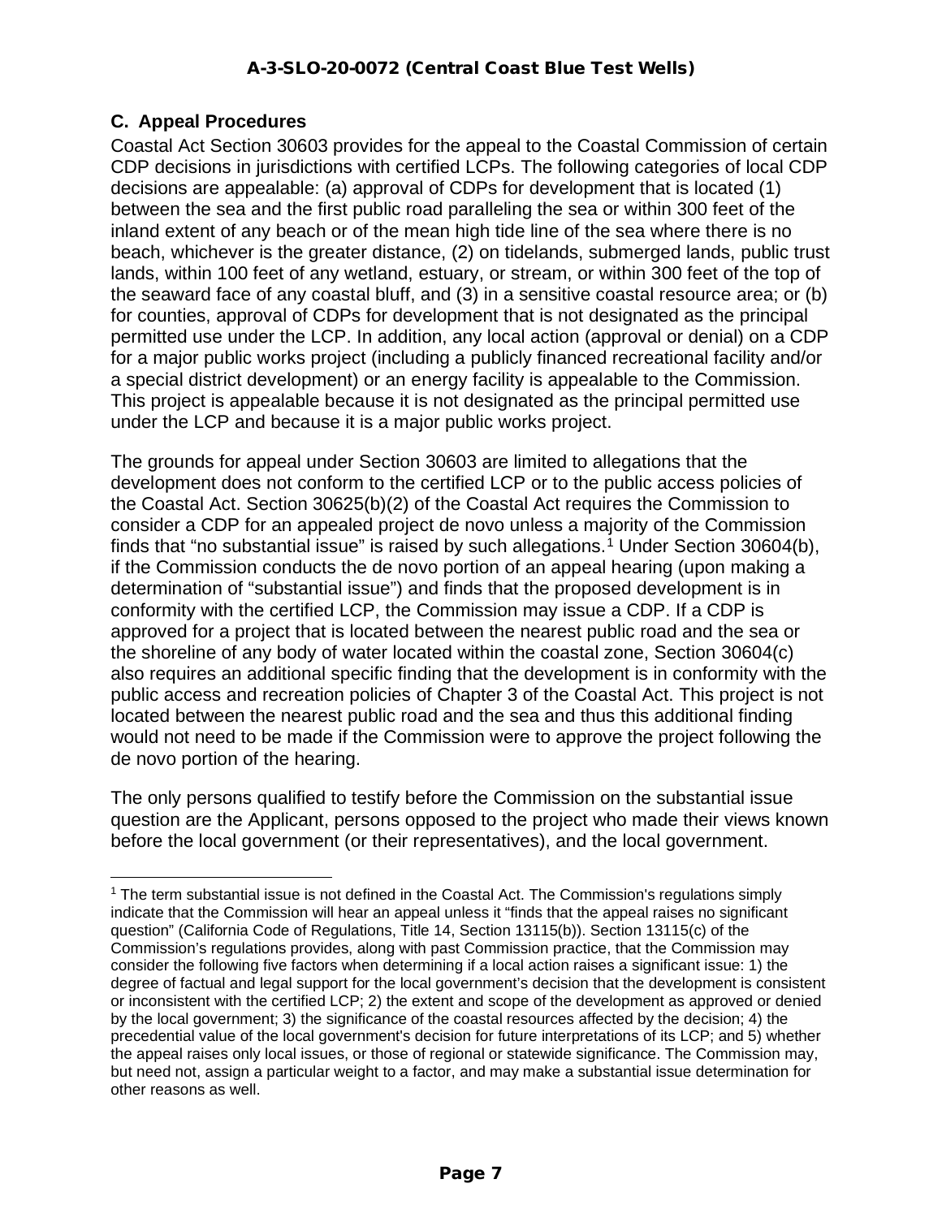### C. Appeal Procedures

Coastal Act Section 30603 provides for the appeal to the Coastal Commission of certain CDP decisions in jurisdictions with certified LCPs. The following categories of local CDP decisions are appealable: (a) approval of CDPs for development that is located (1) between the sea and the first public road paralleling the sea or within 300 feet of the inland extent of any beach or of the mean high tide line of the sea where there is no beach, whichever is the greater distance, (2) on tidelands, submerged lands, public trust lands, within 100 feet of any wetland, estuary, or stream, or within 300 feet of the top of the seaward face of any coastal bluff, and (3) in a sensitive coastal resource area; or (b) for counties, approval of CDPs for development that is not designated as the principal permitted use under the LCP. In addition, any local action (approval or denial) on a CDP for a major public works project (including a publicly financed recreational facility and/or a special district development) or an energy facility is appealable to the Commission. This project is appealable because it is not designated as the principal permitted use under the LCP and because it is a major public works project.

The grounds for appeal under Section 30603 are limited to allegations that the development does not conform to the certified LCP or to the public access policies of the Coastal Act. Section 30625(b)(2) of the Coastal Act requires the Commission to consider a CDP for an appealed project de novo unless a majority of the Commission finds that "no substantial issue" is raised by such allegations.[1] Under Section 30604(b), if the Commission conducts the de novo portion of an appeal hearing (upon making a determination of "substantial issue") and finds that the proposed development is in conformity with the certified LCP, the Commission may issue a CDP. If a CDP is approved for a project that is located between the nearest public road and the sea or the shoreline of any body of water located within the coastal zone, Section 30604(c) also requires an additional specific finding that the development is in conformity with the public access and recreation policies of Chapter 3 of the Coastal Act. This project is not located between the nearest public road and the sea and thus this additional finding would not need to be made if the Commission were to approve the project following the de novo portion of the hearing.

The only persons qualified to testify before the Commission on the substantial issue question are the Applicant, persons opposed to the project who made their views known before the local government (or their representatives), and the local government.

---

[1] The term substantial issue is not defined in the Coastal Act. The Commission's regulations simply indicate that the Commission will hear an appeal unless it "finds that the appeal raises no significant question" (California Code of Regulations, Title 14, Section 13115(b)). Section 13115(c) of the Commission's regulations provides, along with past Commission practice, that the Commission may consider the following five factors when determining if a local action raises a significant issue: 1) the degree of factual and legal support for the local government's decision that the development is consistent or inconsistent with the certified LCP; 2) the extent and scope of the development as approved or denied by the local government; 3) the significance of the coastal resources affected by the decision; 4) the precedential value of the local government's decision for future interpretations of its LCP; and 5) whether the appeal raises only local issues, or those of regional or statewide significance. The Commission may, but need not, assign a particular weight to a factor, and may make a substantial issue determination for other reasons as well.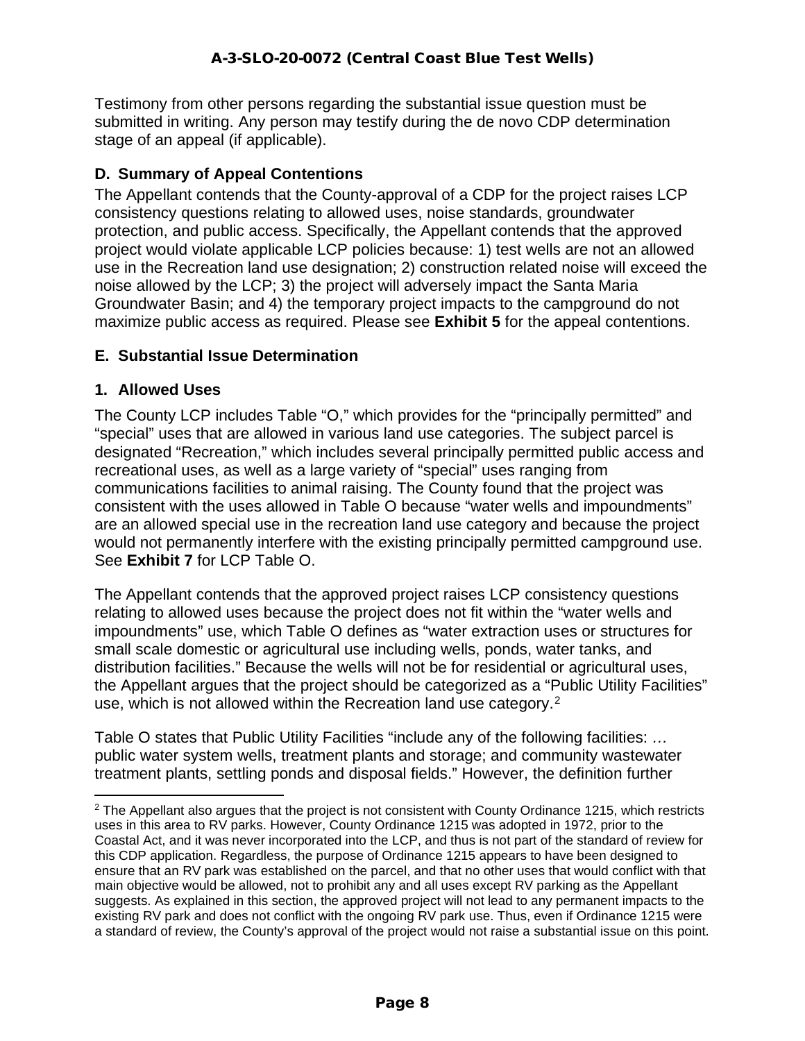Testimony from other persons regarding the substantial issue question must be submitted in writing. Any person may testify during the de novo CDP determination stage of an appeal (if applicable).

### D. Summary of Appeal Contentions

The Appellant contends that the County-approval of a CDP for the project raises LCP consistency questions relating to allowed uses, noise standards, groundwater protection, and public access. Specifically, the Appellant contends that the approved project would violate applicable LCP policies because: 1) test wells are not an allowed use in the Recreation land use designation; 2) construction related noise will exceed the noise allowed by the LCP; 3) the project will adversely impact the Santa Maria Groundwater Basin; and 4) the temporary project impacts to the campground do not maximize public access as required. Please see **Exhibit 5** for the appeal contentions.

### E. Substantial Issue Determination

#### 1. Allowed Uses

The County LCP includes Table "O," which provides for the "principally permitted" and "special" uses that are allowed in various land use categories. The subject parcel is designated "Recreation," which includes several principally permitted public access and recreational uses, as well as a large variety of "special" uses ranging from communications facilities to animal raising. The County found that the project was consistent with the uses allowed in Table O because "water wells and impoundments" are an allowed special use in the recreation land use category and because the project would not permanently interfere with the existing principally permitted campground use. See **Exhibit 7** for LCP Table O.

The Appellant contends that the approved project raises LCP consistency questions relating to allowed uses because the project does not fit within the "water wells and impoundments" use, which Table O defines as "water extraction uses or structures for small scale domestic or agricultural use including wells, ponds, water tanks, and distribution facilities." Because the wells will not be for residential or agricultural uses, the Appellant argues that the project should be categorized as a "Public Utility Facilities" use, which is not allowed within the Recreation land use category.[2]

Table O states that Public Utility Facilities "include any of the following facilities: … public water system wells, treatment plants and storage; and community wastewater treatment plants, settling ponds and disposal fields." However, the definition further

---

[2] The Appellant also argues that the project is not consistent with County Ordinance 1215, which restricts uses in this area to RV parks. However, County Ordinance 1215 was adopted in 1972, prior to the Coastal Act, and it was never incorporated into the LCP, and thus is not part of the standard of review for this CDP application. Regardless, the purpose of Ordinance 1215 appears to have been designed to ensure that an RV park was established on the parcel, and that no other uses that would conflict with that main objective would be allowed, not to prohibit any and all uses except RV parking as the Appellant suggests. As explained in this section, the approved project will not lead to any permanent impacts to the existing RV park and does not conflict with the ongoing RV park use. Thus, even if Ordinance 1215 were a standard of review, the County's approval of the project would not raise a substantial issue on this point.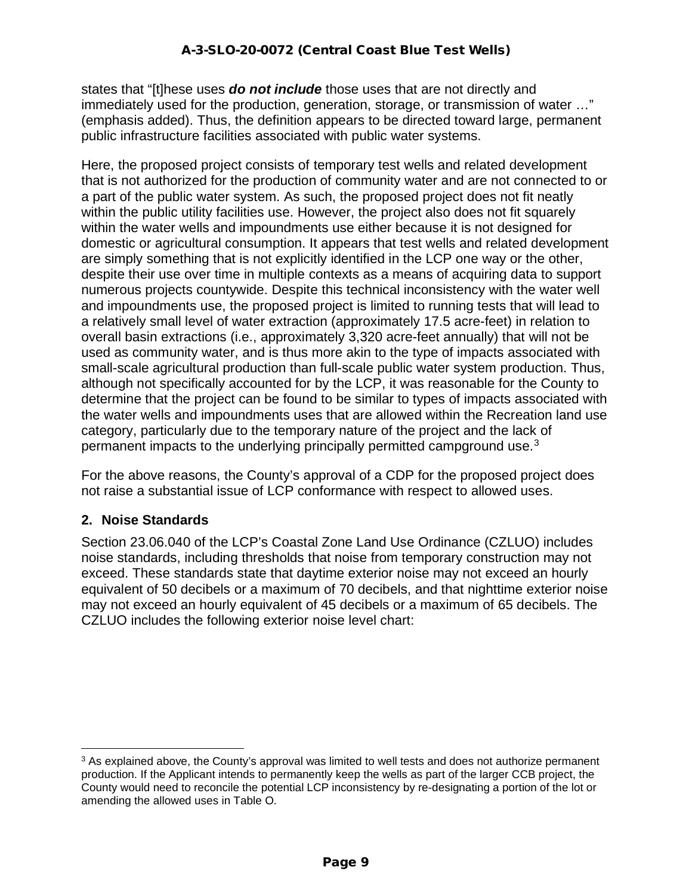states that "[t]hese uses ***do not include*** those uses that are not directly and immediately used for the production, generation, storage, or transmission of water …" (emphasis added). Thus, the definition appears to be directed toward large, permanent public infrastructure facilities associated with public water systems.

Here, the proposed project consists of temporary test wells and related development that is not authorized for the production of community water and are not connected to or a part of the public water system. As such, the proposed project does not fit neatly within the public utility facilities use. However, the project also does not fit squarely within the water wells and impoundments use either because it is not designed for domestic or agricultural consumption. It appears that test wells and related development are simply something that is not explicitly identified in the LCP one way or the other, despite their use over time in multiple contexts as a means of acquiring data to support numerous projects countywide. Despite this technical inconsistency with the water well and impoundments use, the proposed project is limited to running tests that will lead to a relatively small level of water extraction (approximately 17.5 acre-feet) in relation to overall basin extractions (i.e., approximately 3,320 acre-feet annually) that will not be used as community water, and is thus more akin to the type of impacts associated with small-scale agricultural production than full-scale public water system production. Thus, although not specifically accounted for by the LCP, it was reasonable for the County to determine that the project can be found to be similar to types of impacts associated with the water wells and impoundments uses that are allowed within the Recreation land use category, particularly due to the temporary nature of the project and the lack of permanent impacts to the underlying principally permitted campground use.[3]

For the above reasons, the County's approval of a CDP for the proposed project does not raise a substantial issue of LCP conformance with respect to allowed uses.

## 2. Noise Standards

Section 23.06.040 of the LCP's Coastal Zone Land Use Ordinance (CZLUO) includes noise standards, including thresholds that noise from temporary construction may not exceed. These standards state that daytime exterior noise may not exceed an hourly equivalent of 50 decibels or a maximum of 70 decibels, and that nighttime exterior noise may not exceed an hourly equivalent of 45 decibels or a maximum of 65 decibels. The CZLUO includes the following exterior noise level chart:

[3] As explained above, the County's approval was limited to well tests and does not authorize permanent production. If the Applicant intends to permanently keep the wells as part of the larger CCB project, the County would need to reconcile the potential LCP inconsistency by re-designating a portion of the lot or amending the allowed uses in Table O.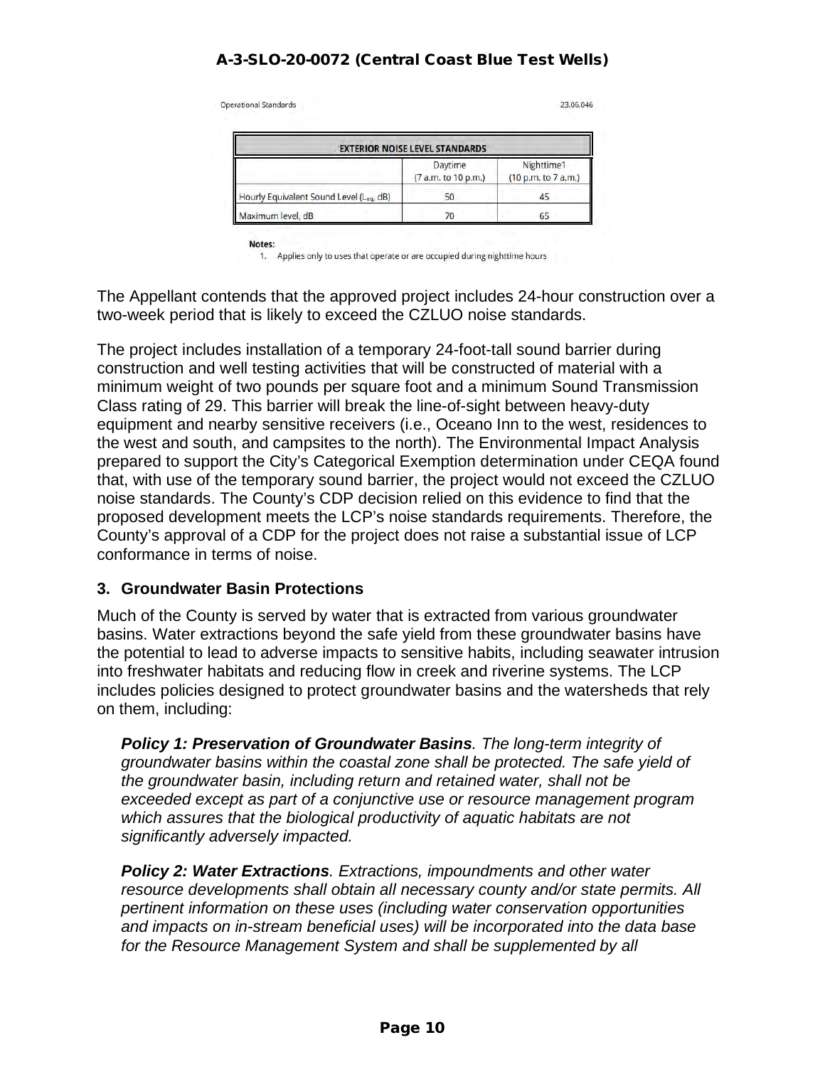Operational Standards 23.06.046

| EXTERIOR NOISE LEVEL STANDARDS | | |
|---|---|---|
| | Daytime (7 a.m. to 10 p.m.) | Nighttime[1] (10 p.m. to 7 a.m.) |
| Hourly Equivalent Sound Level ($L_{eq}$, dB) | 50 | 45 |
| Maximum level, dB | 70 | 65 |

**Notes:**

1. Applies only to uses that operate or are occupied during nighttime hours

The Appellant contends that the approved project includes 24-hour construction over a two-week period that is likely to exceed the CZLUO noise standards.

The project includes installation of a temporary 24-foot-tall sound barrier during construction and well testing activities that will be constructed of material with a minimum weight of two pounds per square foot and a minimum Sound Transmission Class rating of 29. This barrier will break the line-of-sight between heavy-duty equipment and nearby sensitive receivers (i.e., Oceano Inn to the west, residences to the west and south, and campsites to the north). The Environmental Impact Analysis prepared to support the City's Categorical Exemption determination under CEQA found that, with use of the temporary sound barrier, the project would not exceed the CZLUO noise standards. The County's CDP decision relied on this evidence to find that the proposed development meets the LCP's noise standards requirements. Therefore, the County's approval of a CDP for the project does not raise a substantial issue of LCP conformance in terms of noise.

### 3. Groundwater Basin Protections

Much of the County is served by water that is extracted from various groundwater basins. Water extractions beyond the safe yield from these groundwater basins have the potential to lead to adverse impacts to sensitive habits, including seawater intrusion into freshwater habitats and reducing flow in creek and riverine systems. The LCP includes policies designed to protect groundwater basins and the watersheds that rely on them, including:

> ***Policy 1: Preservation of Groundwater Basins****. The long-term integrity of groundwater basins within the coastal zone shall be protected. The safe yield of the groundwater basin, including return and retained water, shall not be exceeded except as part of a conjunctive use or resource management program which assures that the biological productivity of aquatic habitats are not significantly adversely impacted.*
>
> ***Policy 2: Water Extractions****. Extractions, impoundments and other water resource developments shall obtain all necessary county and/or state permits. All pertinent information on these uses (including water conservation opportunities and impacts on in-stream beneficial uses) will be incorporated into the data base for the Resource Management System and shall be supplemented by all*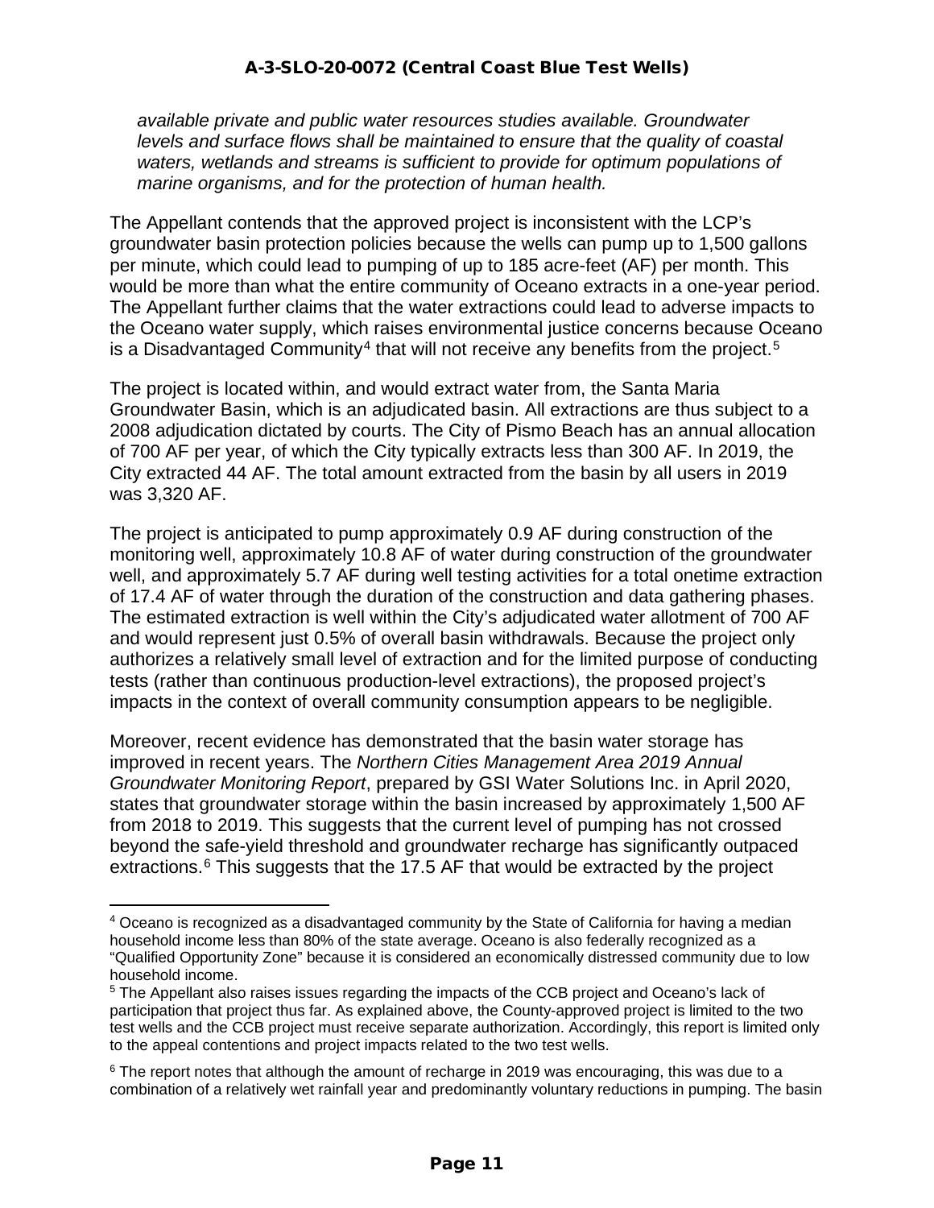*available private and public water resources studies available. Groundwater levels and surface flows shall be maintained to ensure that the quality of coastal waters, wetlands and streams is sufficient to provide for optimum populations of marine organisms, and for the protection of human health.*

The Appellant contends that the approved project is inconsistent with the LCP's groundwater basin protection policies because the wells can pump up to 1,500 gallons per minute, which could lead to pumping of up to 185 acre-feet (AF) per month. This would be more than what the entire community of Oceano extracts in a one-year period. The Appellant further claims that the water extractions could lead to adverse impacts to the Oceano water supply, which raises environmental justice concerns because Oceano is a Disadvantaged Community[4] that will not receive any benefits from the project.[5]

The project is located within, and would extract water from, the Santa Maria Groundwater Basin, which is an adjudicated basin. All extractions are thus subject to a 2008 adjudication dictated by courts. The City of Pismo Beach has an annual allocation of 700 AF per year, of which the City typically extracts less than 300 AF. In 2019, the City extracted 44 AF. The total amount extracted from the basin by all users in 2019 was 3,320 AF.

The project is anticipated to pump approximately 0.9 AF during construction of the monitoring well, approximately 10.8 AF of water during construction of the groundwater well, and approximately 5.7 AF during well testing activities for a total onetime extraction of 17.4 AF of water through the duration of the construction and data gathering phases. The estimated extraction is well within the City's adjudicated water allotment of 700 AF and would represent just 0.5% of overall basin withdrawals. Because the project only authorizes a relatively small level of extraction and for the limited purpose of conducting tests (rather than continuous production-level extractions), the proposed project's impacts in the context of overall community consumption appears to be negligible.

Moreover, recent evidence has demonstrated that the basin water storage has improved in recent years. The *Northern Cities Management Area 2019 Annual Groundwater Monitoring Report*, prepared by GSI Water Solutions Inc. in April 2020, states that groundwater storage within the basin increased by approximately 1,500 AF from 2018 to 2019. This suggests that the current level of pumping has not crossed beyond the safe-yield threshold and groundwater recharge has significantly outpaced extractions.[6] This suggests that the 17.5 AF that would be extracted by the project

---

[4] Oceano is recognized as a disadvantaged community by the State of California for having a median household income less than 80% of the state average. Oceano is also federally recognized as a "Qualified Opportunity Zone" because it is considered an economically distressed community due to low household income.

[5] The Appellant also raises issues regarding the impacts of the CCB project and Oceano's lack of participation that project thus far. As explained above, the County-approved project is limited to the two test wells and the CCB project must receive separate authorization. Accordingly, this report is limited only to the appeal contentions and project impacts related to the two test wells.

[6] The report notes that although the amount of recharge in 2019 was encouraging, this was due to a combination of a relatively wet rainfall year and predominantly voluntary reductions in pumping. The basin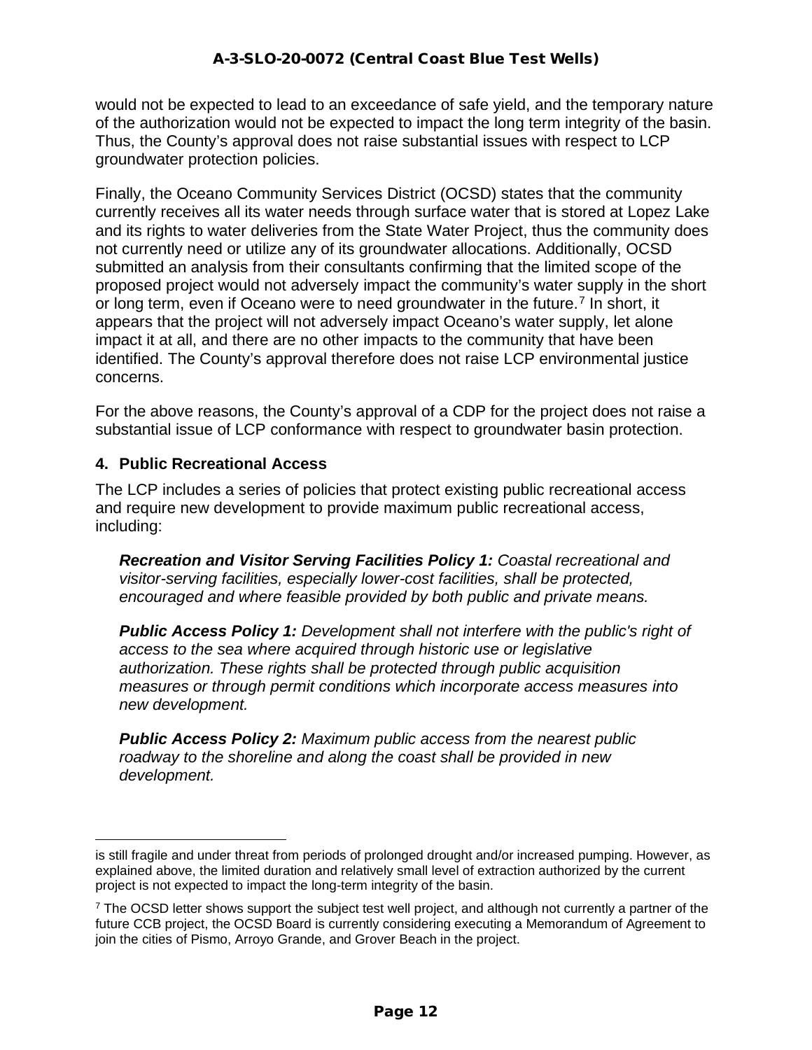would not be expected to lead to an exceedance of safe yield, and the temporary nature of the authorization would not be expected to impact the long term integrity of the basin. Thus, the County's approval does not raise substantial issues with respect to LCP groundwater protection policies.

Finally, the Oceano Community Services District (OCSD) states that the community currently receives all its water needs through surface water that is stored at Lopez Lake and its rights to water deliveries from the State Water Project, thus the community does not currently need or utilize any of its groundwater allocations. Additionally, OCSD submitted an analysis from their consultants confirming that the limited scope of the proposed project would not adversely impact the community's water supply in the short or long term, even if Oceano were to need groundwater in the future.[7] In short, it appears that the project will not adversely impact Oceano's water supply, let alone impact it at all, and there are no other impacts to the community that have been identified. The County's approval therefore does not raise LCP environmental justice concerns.

For the above reasons, the County's approval of a CDP for the project does not raise a substantial issue of LCP conformance with respect to groundwater basin protection.

### 4. Public Recreational Access

The LCP includes a series of policies that protect existing public recreational access and require new development to provide maximum public recreational access, including:

> ***Recreation and Visitor Serving Facilities Policy 1:*** *Coastal recreational and visitor-serving facilities, especially lower-cost facilities, shall be protected, encouraged and where feasible provided by both public and private means.*
>
> ***Public Access Policy 1:*** *Development shall not interfere with the public's right of access to the sea where acquired through historic use or legislative authorization. These rights shall be protected through public acquisition measures or through permit conditions which incorporate access measures into new development.*
>
> ***Public Access Policy 2:*** *Maximum public access from the nearest public roadway to the shoreline and along the coast shall be provided in new development.*

---

is still fragile and under threat from periods of prolonged drought and/or increased pumping. However, as explained above, the limited duration and relatively small level of extraction authorized by the current project is not expected to impact the long-term integrity of the basin.

[7] The OCSD letter shows support the subject test well project, and although not currently a partner of the future CCB project, the OCSD Board is currently considering executing a Memorandum of Agreement to join the cities of Pismo, Arroyo Grande, and Grover Beach in the project.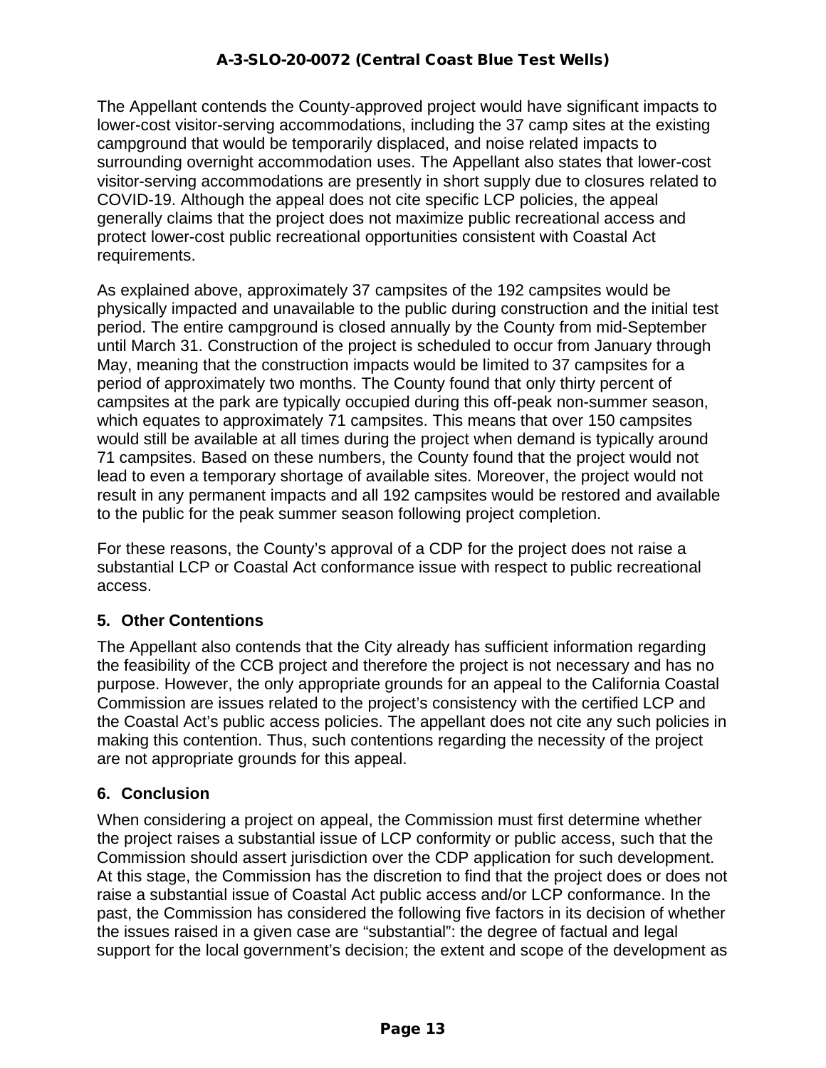The Appellant contends the County-approved project would have significant impacts to lower-cost visitor-serving accommodations, including the 37 camp sites at the existing campground that would be temporarily displaced, and noise related impacts to surrounding overnight accommodation uses. The Appellant also states that lower-cost visitor-serving accommodations are presently in short supply due to closures related to COVID-19. Although the appeal does not cite specific LCP policies, the appeal generally claims that the project does not maximize public recreational access and protect lower-cost public recreational opportunities consistent with Coastal Act requirements.

As explained above, approximately 37 campsites of the 192 campsites would be physically impacted and unavailable to the public during construction and the initial test period. The entire campground is closed annually by the County from mid-September until March 31. Construction of the project is scheduled to occur from January through May, meaning that the construction impacts would be limited to 37 campsites for a period of approximately two months. The County found that only thirty percent of campsites at the park are typically occupied during this off-peak non-summer season, which equates to approximately 71 campsites. This means that over 150 campsites would still be available at all times during the project when demand is typically around 71 campsites. Based on these numbers, the County found that the project would not lead to even a temporary shortage of available sites. Moreover, the project would not result in any permanent impacts and all 192 campsites would be restored and available to the public for the peak summer season following project completion.

For these reasons, the County's approval of a CDP for the project does not raise a substantial LCP or Coastal Act conformance issue with respect to public recreational access.

### 5. Other Contentions

The Appellant also contends that the City already has sufficient information regarding the feasibility of the CCB project and therefore the project is not necessary and has no purpose. However, the only appropriate grounds for an appeal to the California Coastal Commission are issues related to the project's consistency with the certified LCP and the Coastal Act's public access policies. The appellant does not cite any such policies in making this contention. Thus, such contentions regarding the necessity of the project are not appropriate grounds for this appeal.

### 6. Conclusion

When considering a project on appeal, the Commission must first determine whether the project raises a substantial issue of LCP conformity or public access, such that the Commission should assert jurisdiction over the CDP application for such development. At this stage, the Commission has the discretion to find that the project does or does not raise a substantial issue of Coastal Act public access and/or LCP conformance. In the past, the Commission has considered the following five factors in its decision of whether the issues raised in a given case are "substantial": the degree of factual and legal support for the local government's decision; the extent and scope of the development as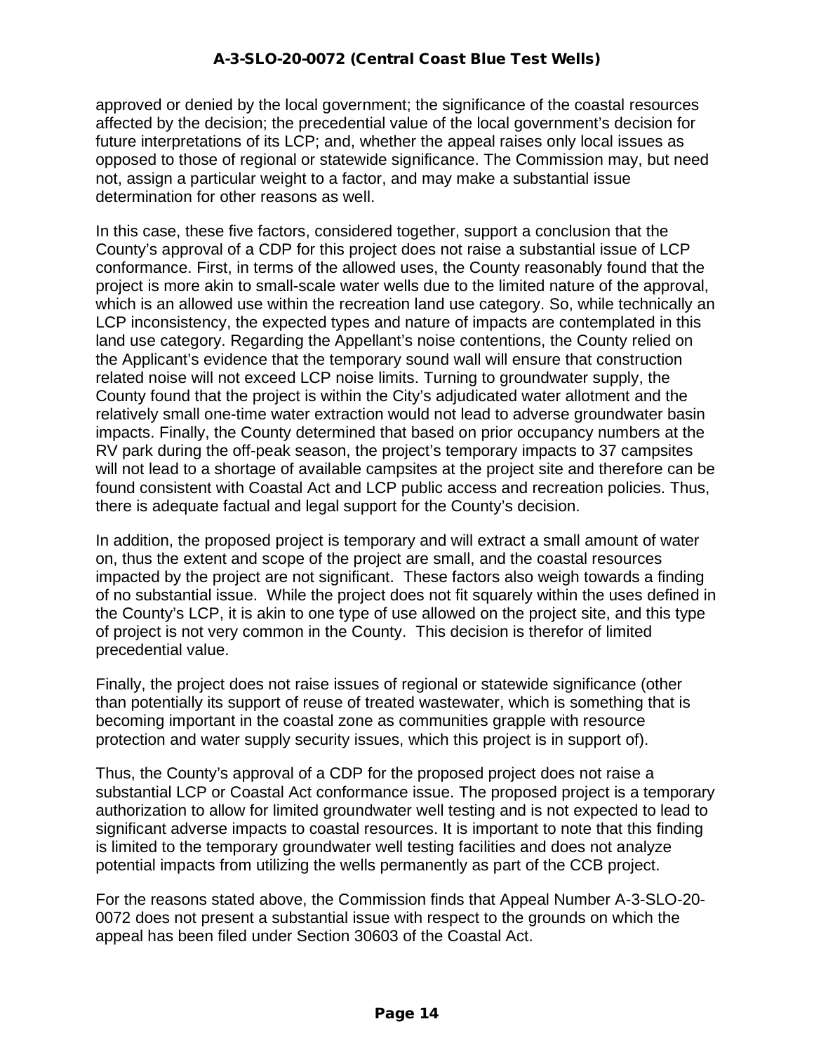approved or denied by the local government; the significance of the coastal resources affected by the decision; the precedential value of the local government's decision for future interpretations of its LCP; and, whether the appeal raises only local issues as opposed to those of regional or statewide significance. The Commission may, but need not, assign a particular weight to a factor, and may make a substantial issue determination for other reasons as well.

In this case, these five factors, considered together, support a conclusion that the County's approval of a CDP for this project does not raise a substantial issue of LCP conformance. First, in terms of the allowed uses, the County reasonably found that the project is more akin to small-scale water wells due to the limited nature of the approval, which is an allowed use within the recreation land use category. So, while technically an LCP inconsistency, the expected types and nature of impacts are contemplated in this land use category. Regarding the Appellant's noise contentions, the County relied on the Applicant's evidence that the temporary sound wall will ensure that construction related noise will not exceed LCP noise limits. Turning to groundwater supply, the County found that the project is within the City's adjudicated water allotment and the relatively small one-time water extraction would not lead to adverse groundwater basin impacts. Finally, the County determined that based on prior occupancy numbers at the RV park during the off-peak season, the project's temporary impacts to 37 campsites will not lead to a shortage of available campsites at the project site and therefore can be found consistent with Coastal Act and LCP public access and recreation policies. Thus, there is adequate factual and legal support for the County's decision.

In addition, the proposed project is temporary and will extract a small amount of water on, thus the extent and scope of the project are small, and the coastal resources impacted by the project are not significant. These factors also weigh towards a finding of no substantial issue. While the project does not fit squarely within the uses defined in the County's LCP, it is akin to one type of use allowed on the project site, and this type of project is not very common in the County. This decision is therefor of limited precedential value.

Finally, the project does not raise issues of regional or statewide significance (other than potentially its support of reuse of treated wastewater, which is something that is becoming important in the coastal zone as communities grapple with resource protection and water supply security issues, which this project is in support of).

Thus, the County's approval of a CDP for the proposed project does not raise a substantial LCP or Coastal Act conformance issue. The proposed project is a temporary authorization to allow for limited groundwater well testing and is not expected to lead to significant adverse impacts to coastal resources. It is important to note that this finding is limited to the temporary groundwater well testing facilities and does not analyze potential impacts from utilizing the wells permanently as part of the CCB project.

For the reasons stated above, the Commission finds that Appeal Number A-3-SLO-20-0072 does not present a substantial issue with respect to the grounds on which the appeal has been filed under Section 30603 of the Coastal Act.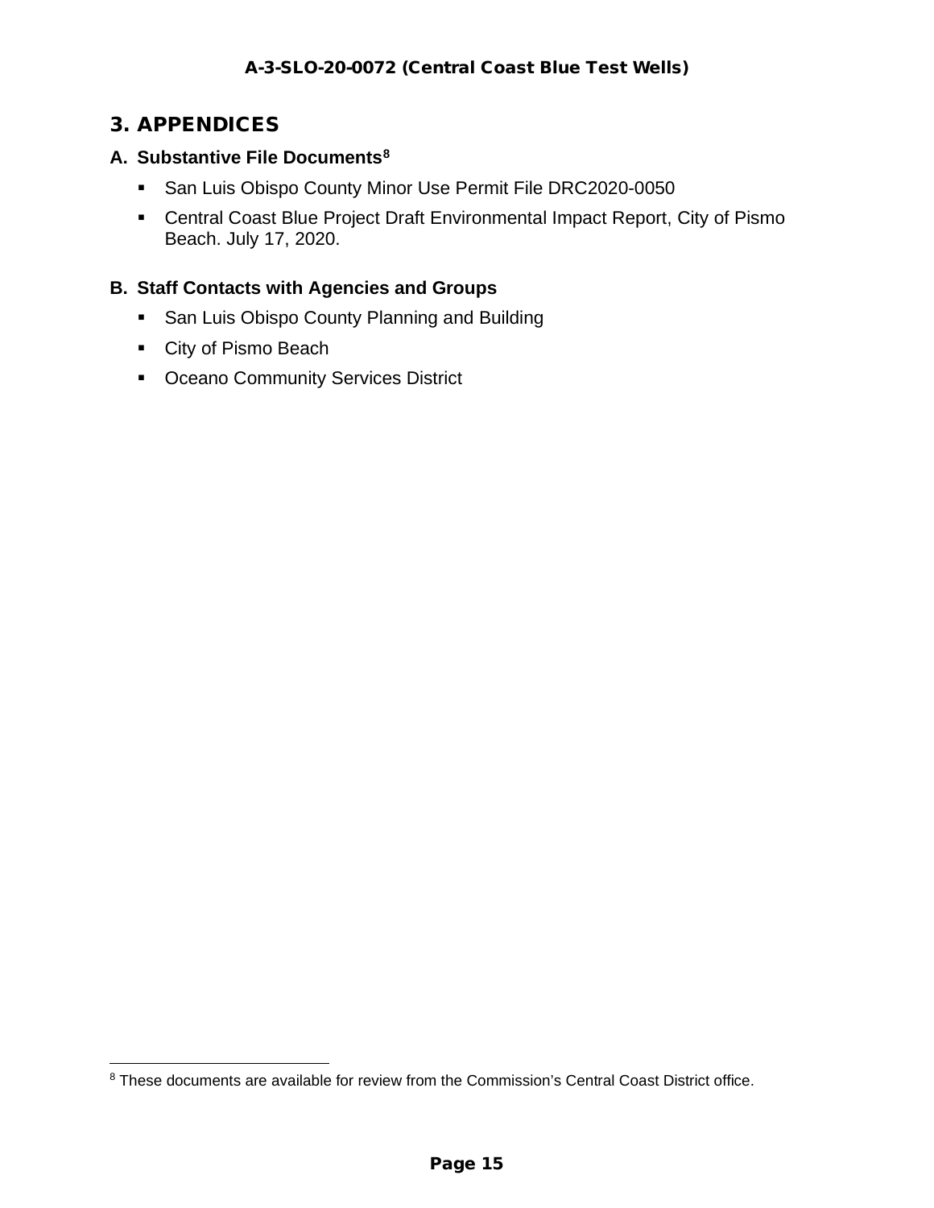# 3. APPENDICES

## A. Substantive File Documents[8]

- San Luis Obispo County Minor Use Permit File DRC2020-0050
- Central Coast Blue Project Draft Environmental Impact Report, City of Pismo Beach. July 17, 2020.

## B. Staff Contacts with Agencies and Groups

- San Luis Obispo County Planning and Building
- City of Pismo Beach
- Oceano Community Services District

---

[8] These documents are available for review from the Commission's Central Coast District office.